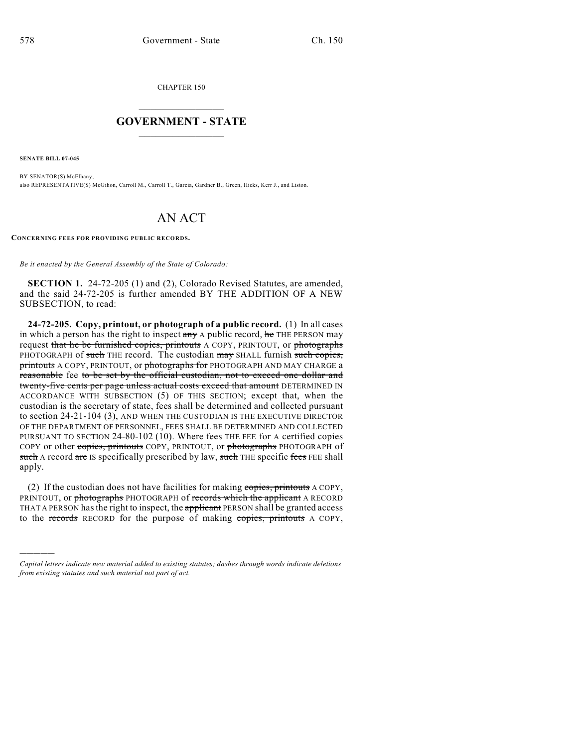CHAPTER 150

# GOVERNMENT - STATE

**SENATE BILL 07-045**

BY SENATOR(S) McElhany;
also REPRESENTATIVE(S) McGihon, Carroll M., Carroll T., Garcia, Gardner B., Green, Hicks, Kerr J., and Liston.

# AN ACT

**CONCERNING FEES FOR PROVIDING PUBLIC RECORDS.**

*Be it enacted by the General Assembly of the State of Colorado:*

**SECTION 1.** 24-72-205 (1) and (2), Colorado Revised Statutes, are amended, and the said 24-72-205 is further amended BY THE ADDITION OF A NEW SUBSECTION, to read:

**24-72-205. Copy, printout, or photograph of a public record.** (1) In all cases in which a person has the right to inspect ~~any~~ A public record, ~~he~~ THE PERSON may request ~~that he be furnished copies, printouts~~ A COPY, PRINTOUT, or ~~photographs~~ PHOTOGRAPH of ~~such~~ THE record. The custodian ~~may~~ SHALL furnish ~~such copies, printouts~~ A COPY, PRINTOUT, or ~~photographs for~~ PHOTOGRAPH AND MAY CHARGE a ~~reasonable~~ fee ~~to be set by the official custodian, not to exceed one dollar and twenty-five cents per page unless actual costs exceed that amount~~ DETERMINED IN ACCORDANCE WITH SUBSECTION (5) OF THIS SECTION; except that, when the custodian is the secretary of state, fees shall be determined and collected pursuant to section 24-21-104 (3), AND WHEN THE CUSTODIAN IS THE EXECUTIVE DIRECTOR OF THE DEPARTMENT OF PERSONNEL, FEES SHALL BE DETERMINED AND COLLECTED PURSUANT TO SECTION 24-80-102 (10). Where ~~fees~~ THE FEE for A certified ~~copies~~ COPY or other ~~copies, printouts~~ COPY, PRINTOUT, or ~~photographs~~ PHOTOGRAPH of ~~such~~ A record ~~are~~ IS specifically prescribed by law, ~~such~~ THE specific ~~fees~~ FEE shall apply.

(2) If the custodian does not have facilities for making ~~copies, printouts~~ A COPY, PRINTOUT, or ~~photographs~~ PHOTOGRAPH of ~~records which the applicant~~ A RECORD THAT A PERSON has the right to inspect, the ~~applicant~~ PERSON shall be granted access to the ~~records~~ RECORD for the purpose of making ~~copies, printouts~~ A COPY,

---

*Capital letters indicate new material added to existing statutes; dashes through words indicate deletions from existing statutes and such material not part of act.*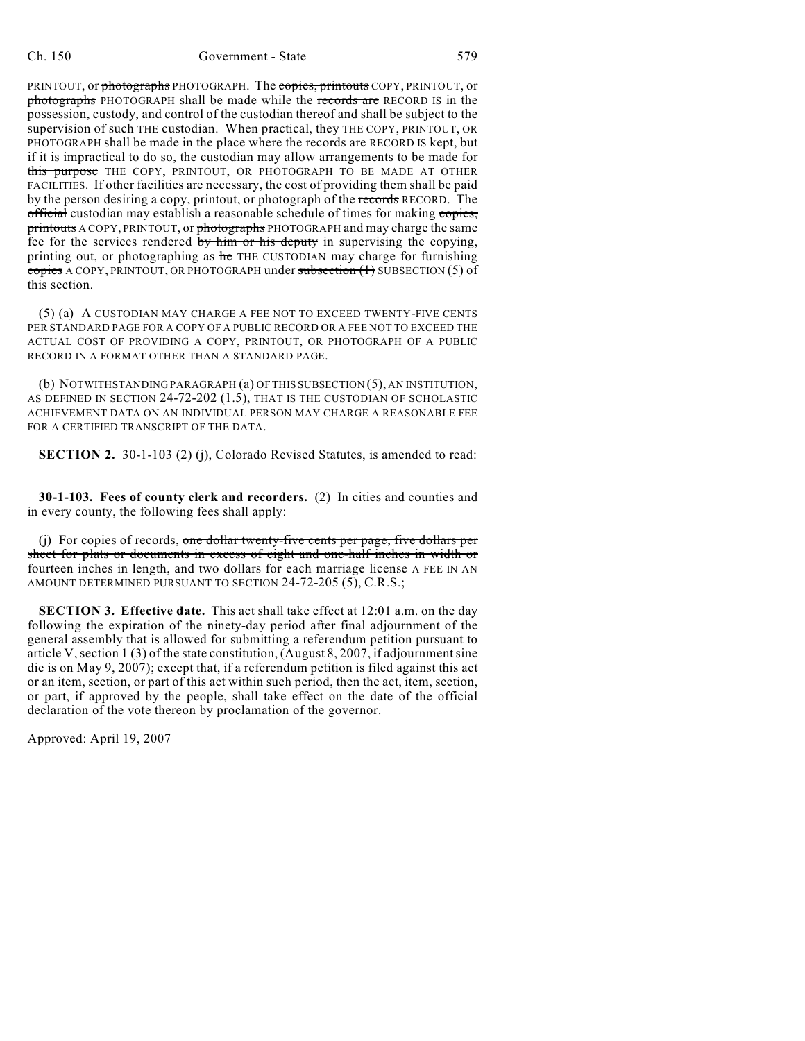PRINTOUT, or ~~photographs~~ PHOTOGRAPH. The ~~copies, printouts~~ COPY, PRINTOUT, or ~~photographs~~ PHOTOGRAPH shall be made while the ~~records are~~ RECORD IS in the possession, custody, and control of the custodian thereof and shall be subject to the supervision of ~~such~~ THE custodian. When practical, ~~they~~ THE COPY, PRINTOUT, OR PHOTOGRAPH shall be made in the place where the ~~records are~~ RECORD IS kept, but if it is impractical to do so, the custodian may allow arrangements to be made for ~~this purpose~~ THE COPY, PRINTOUT, OR PHOTOGRAPH TO BE MADE AT OTHER FACILITIES. If other facilities are necessary, the cost of providing them shall be paid by the person desiring a copy, printout, or photograph of the ~~records~~ RECORD. The ~~official~~ custodian may establish a reasonable schedule of times for making ~~copies, printouts~~ A COPY, PRINTOUT, or ~~photographs~~ PHOTOGRAPH and may charge the same fee for the services rendered ~~by him or his deputy~~ in supervising the copying, printing out, or photographing as ~~he~~ THE CUSTODIAN may charge for furnishing ~~copies~~ A COPY, PRINTOUT, OR PHOTOGRAPH under ~~subsection (1)~~ SUBSECTION (5) of this section.

(5) (a) A CUSTODIAN MAY CHARGE A FEE NOT TO EXCEED TWENTY-FIVE CENTS PER STANDARD PAGE FOR A COPY OF A PUBLIC RECORD OR A FEE NOT TO EXCEED THE ACTUAL COST OF PROVIDING A COPY, PRINTOUT, OR PHOTOGRAPH OF A PUBLIC RECORD IN A FORMAT OTHER THAN A STANDARD PAGE.

(b) NOTWITHSTANDING PARAGRAPH (a) OF THIS SUBSECTION (5), AN INSTITUTION, AS DEFINED IN SECTION 24-72-202 (1.5), THAT IS THE CUSTODIAN OF SCHOLASTIC ACHIEVEMENT DATA ON AN INDIVIDUAL PERSON MAY CHARGE A REASONABLE FEE FOR A CERTIFIED TRANSCRIPT OF THE DATA.

**SECTION 2.** 30-1-103 (2) (j), Colorado Revised Statutes, is amended to read:

**30-1-103. Fees of county clerk and recorders.** (2) In cities and counties and in every county, the following fees shall apply:

(j) For copies of records, ~~one dollar twenty-five cents per page, five dollars per sheet for plats or documents in excess of eight and one-half inches in width or fourteen inches in length, and two dollars for each marriage license~~ A FEE IN AN AMOUNT DETERMINED PURSUANT TO SECTION 24-72-205 (5), C.R.S.;

**SECTION 3. Effective date.** This act shall take effect at 12:01 a.m. on the day following the expiration of the ninety-day period after final adjournment of the general assembly that is allowed for submitting a referendum petition pursuant to article V, section 1 (3) of the state constitution, (August 8, 2007, if adjournment sine die is on May 9, 2007); except that, if a referendum petition is filed against this act or an item, section, or part of this act within such period, then the act, item, section, or part, if approved by the people, shall take effect on the date of the official declaration of the vote thereon by proclamation of the governor.

Approved: April 19, 2007